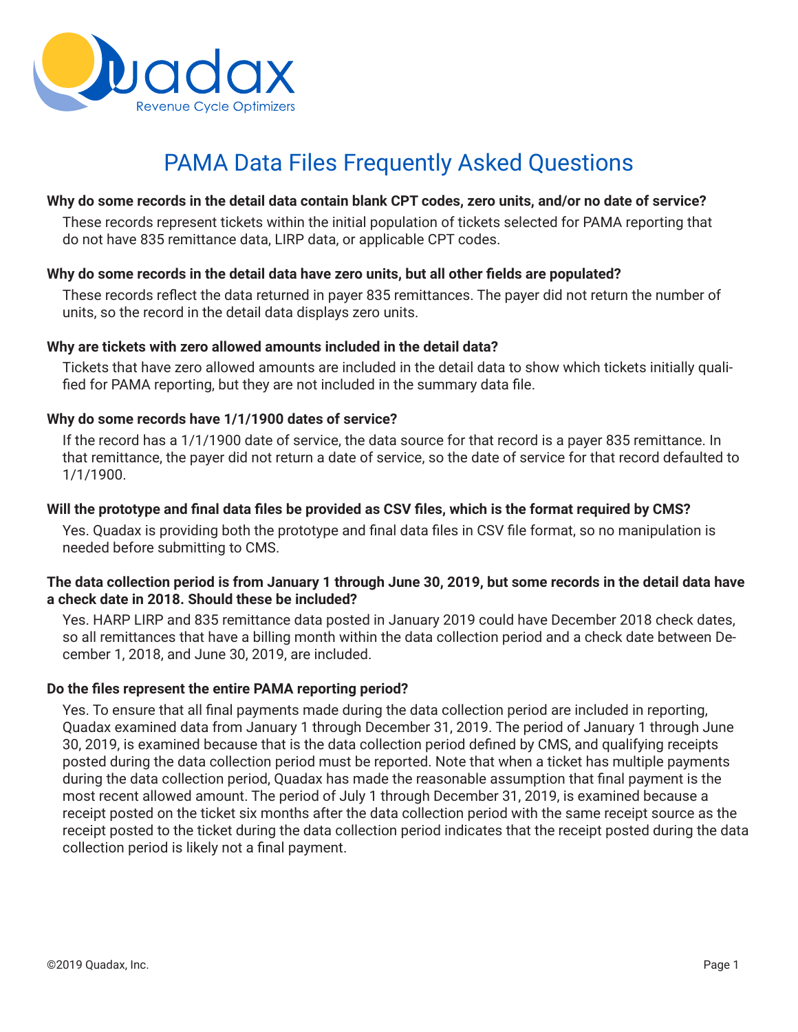Quadax

Revenue Cycle Optimizers

# PAMA Data Files Frequently Asked Questions

**Why do some records in the detail data contain blank CPT codes, zero units, and/or no date of service?**

These records represent tickets within the initial population of tickets selected for PAMA reporting that do not have 835 remittance data, LIRP data, or applicable CPT codes.

**Why do some records in the detail data have zero units, but all other fields are populated?**

These records reflect the data returned in payer 835 remittances. The payer did not return the number of units, so the record in the detail data displays zero units.

**Why are tickets with zero allowed amounts included in the detail data?**

Tickets that have zero allowed amounts are included in the detail data to show which tickets initially qualified for PAMA reporting, but they are not included in the summary data file.

**Why do some records have 1/1/1900 dates of service?**

If the record has a 1/1/1900 date of service, the data source for that record is a payer 835 remittance. In that remittance, the payer did not return a date of service, so the date of service for that record defaulted to 1/1/1900.

**Will the prototype and final data files be provided as CSV files, which is the format required by CMS?**

Yes. Quadax is providing both the prototype and final data files in CSV file format, so no manipulation is needed before submitting to CMS.

**The data collection period is from January 1 through June 30, 2019, but some records in the detail data have a check date in 2018. Should these be included?**

Yes. HARP LIRP and 835 remittance data posted in January 2019 could have December 2018 check dates, so all remittances that have a billing month within the data collection period and a check date between December 1, 2018, and June 30, 2019, are included.

**Do the files represent the entire PAMA reporting period?**

Yes. To ensure that all final payments made during the data collection period are included in reporting, Quadax examined data from January 1 through December 31, 2019. The period of January 1 through June 30, 2019, is examined because that is the data collection period defined by CMS, and qualifying receipts posted during the data collection period must be reported. Note that when a ticket has multiple payments during the data collection period, Quadax has made the reasonable assumption that final payment is the most recent allowed amount. The period of July 1 through December 31, 2019, is examined because a receipt posted on the ticket six months after the data collection period with the same receipt source as the receipt posted to the ticket during the data collection period indicates that the receipt posted during the data collection period is likely not a final payment.

©2019 Quadax, Inc.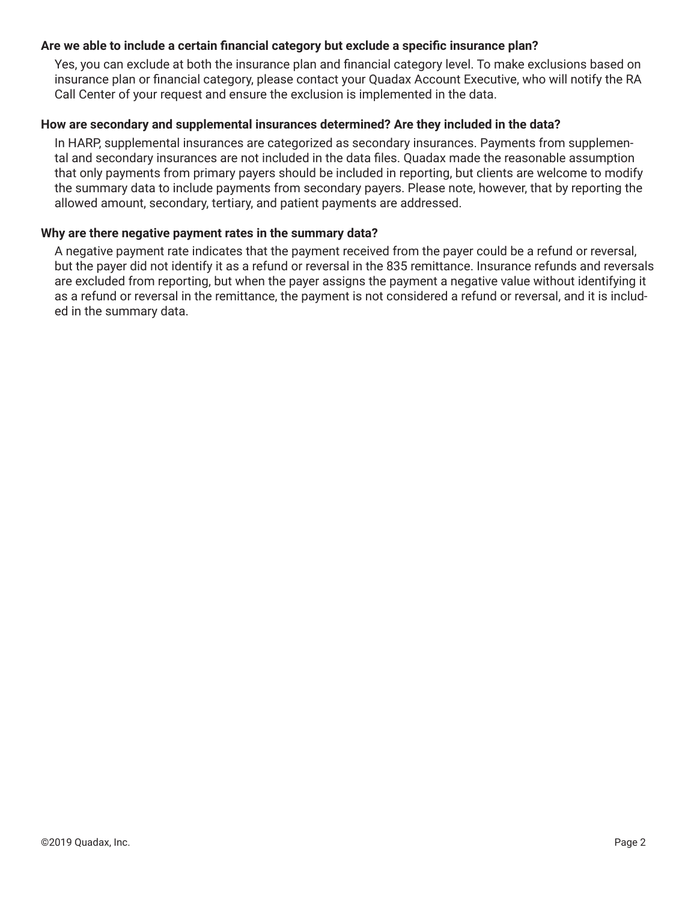**Are we able to include a certain financial category but exclude a specific insurance plan?**

Yes, you can exclude at both the insurance plan and financial category level. To make exclusions based on insurance plan or financial category, please contact your Quadax Account Executive, who will notify the RA Call Center of your request and ensure the exclusion is implemented in the data.

**How are secondary and supplemental insurances determined? Are they included in the data?**

In HARP, supplemental insurances are categorized as secondary insurances. Payments from supplemental and secondary insurances are not included in the data files. Quadax made the reasonable assumption that only payments from primary payers should be included in reporting, but clients are welcome to modify the summary data to include payments from secondary payers. Please note, however, that by reporting the allowed amount, secondary, tertiary, and patient payments are addressed.

**Why are there negative payment rates in the summary data?**

A negative payment rate indicates that the payment received from the payer could be a refund or reversal, but the payer did not identify it as a refund or reversal in the 835 remittance. Insurance refunds and reversals are excluded from reporting, but when the payer assigns the payment a negative value without identifying it as a refund or reversal in the remittance, the payment is not considered a refund or reversal, and it is included in the summary data.

©2019 Quadax, Inc.